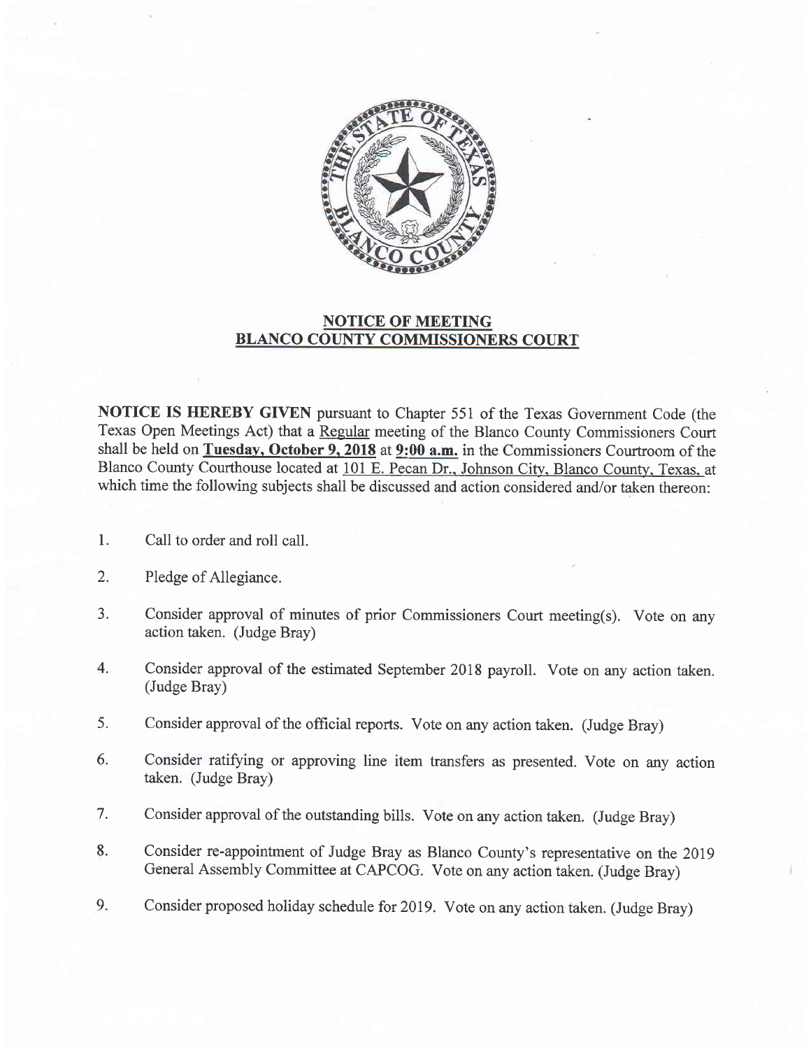## NOTICE OF MEETING
## BLANCO COUNTY COMMISSIONERS COURT

**NOTICE IS HEREBY GIVEN** pursuant to Chapter 551 of the Texas Government Code (the Texas Open Meetings Act) that a Regular meeting of the Blanco County Commissioners Court shall be held on **Tuesday, October 9, 2018** at **9:00 a.m.** in the Commissioners Courtroom of the Blanco County Courthouse located at 101 E. Pecan Dr., Johnson City, Blanco County, Texas, at which time the following subjects shall be discussed and action considered and/or taken thereon:

1. Call to order and roll call.
2. Pledge of Allegiance.
3. Consider approval of minutes of prior Commissioners Court meeting(s). Vote on any action taken. (Judge Bray)
4. Consider approval of the estimated September 2018 payroll. Vote on any action taken. (Judge Bray)
5. Consider approval of the official reports. Vote on any action taken. (Judge Bray)
6. Consider ratifying or approving line item transfers as presented. Vote on any action taken. (Judge Bray)
7. Consider approval of the outstanding bills. Vote on any action taken. (Judge Bray)
8. Consider re-appointment of Judge Bray as Blanco County's representative on the 2019 General Assembly Committee at CAPCOG. Vote on any action taken. (Judge Bray)
9. Consider proposed holiday schedule for 2019. Vote on any action taken. (Judge Bray)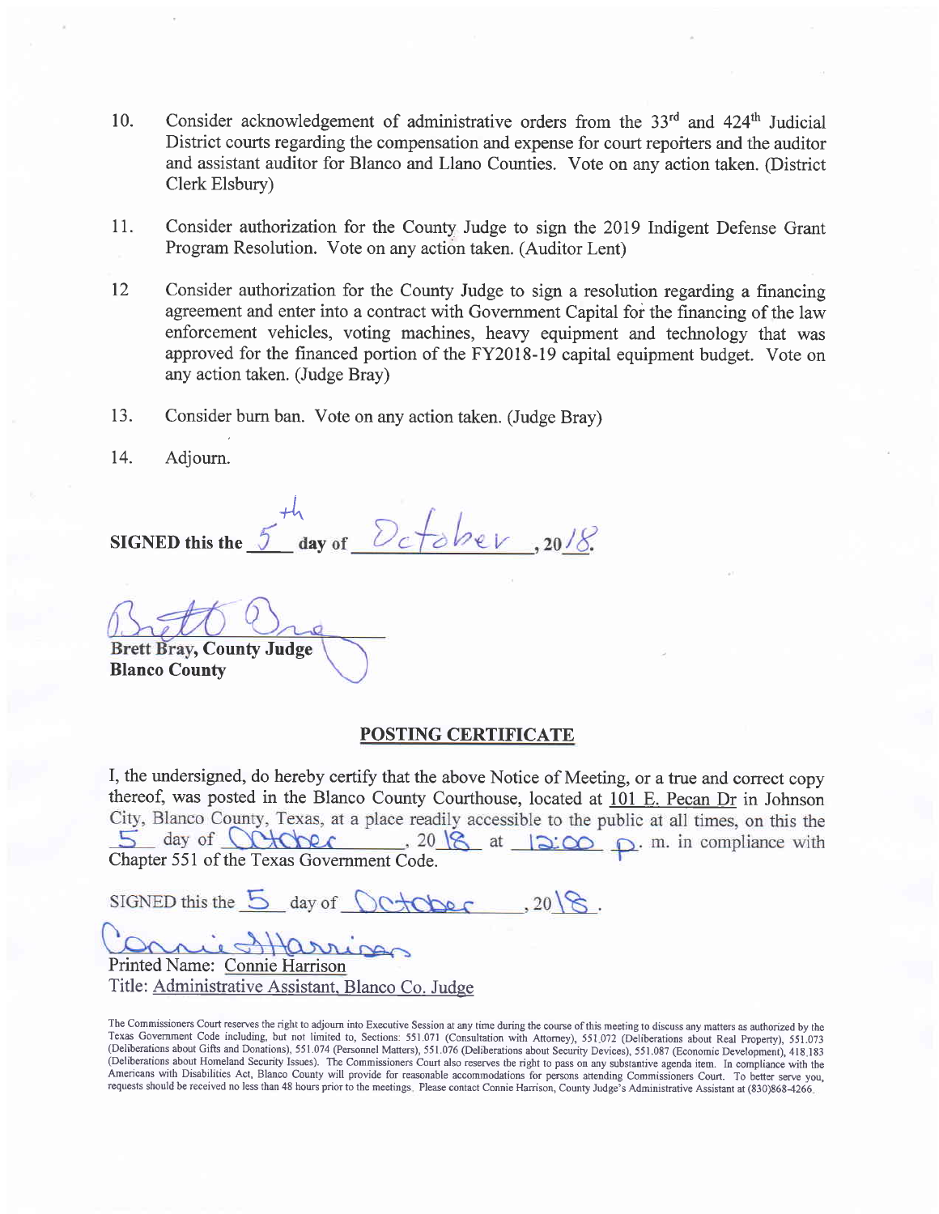10. Consider acknowledgement of administrative orders from the 33rd and 424th Judicial District courts regarding the compensation and expense for court reporters and the auditor and assistant auditor for Blanco and Llano Counties. Vote on any action taken. (District Clerk Elsbury)

11. Consider authorization for the County Judge to sign the 2019 Indigent Defense Grant Program Resolution. Vote on any action taken. (Auditor Lent)

12 Consider authorization for the County Judge to sign a resolution regarding a financing agreement and enter into a contract with Government Capital for the financing of the law enforcement vehicles, voting machines, heavy equipment and technology that was approved for the financed portion of the FY2018-19 capital equipment budget. Vote on any action taken. (Judge Bray)

13. Consider burn ban. Vote on any action taken. (Judge Bray)

14. Adjourn.

**SIGNED this the** 5th **day of** October **, 20**18.

Brett Bray

**Brett Bray, County Judge**
**Blanco County**

## POSTING CERTIFICATE

I, the undersigned, do hereby certify that the above Notice of Meeting, or a true and correct copy thereof, was posted in the Blanco County Courthouse, located at 101 E. Pecan Dr in Johnson City, Blanco County, Texas, at a place readily accessible to the public at all times, on this the 5 day of October, 20 18 at 12:00 p. m. in compliance with Chapter 551 of the Texas Government Code.

SIGNED this the 5 day of October, 20 18.

Connie Harrison

Printed Name: Connie Harrison
Title: Administrative Assistant, Blanco Co. Judge

The Commissioners Court reserves the right to adjourn into Executive Session at any time during the course of this meeting to discuss any matters as authorized by the Texas Government Code including, but not limited to, Sections: 551.071 (Consultation with Attorney), 551.072 (Deliberations about Real Property), 551.073 (Deliberations about Gifts and Donations), 551.074 (Personnel Matters), 551.076 (Deliberations about Security Devices), 551.087 (Economic Development), 418.183 (Deliberations about Homeland Security Issues). The Commissioners Court also reserves the right to pass on any substantive agenda item. In compliance with the Americans with Disabilities Act, Blanco County will provide for reasonable accommodations for persons attending Commissioners Court. To better serve you, requests should be received no less than 48 hours prior to the meetings. Please contact Connie Harrison, County Judge's Administrative Assistant at (830)868-4266.